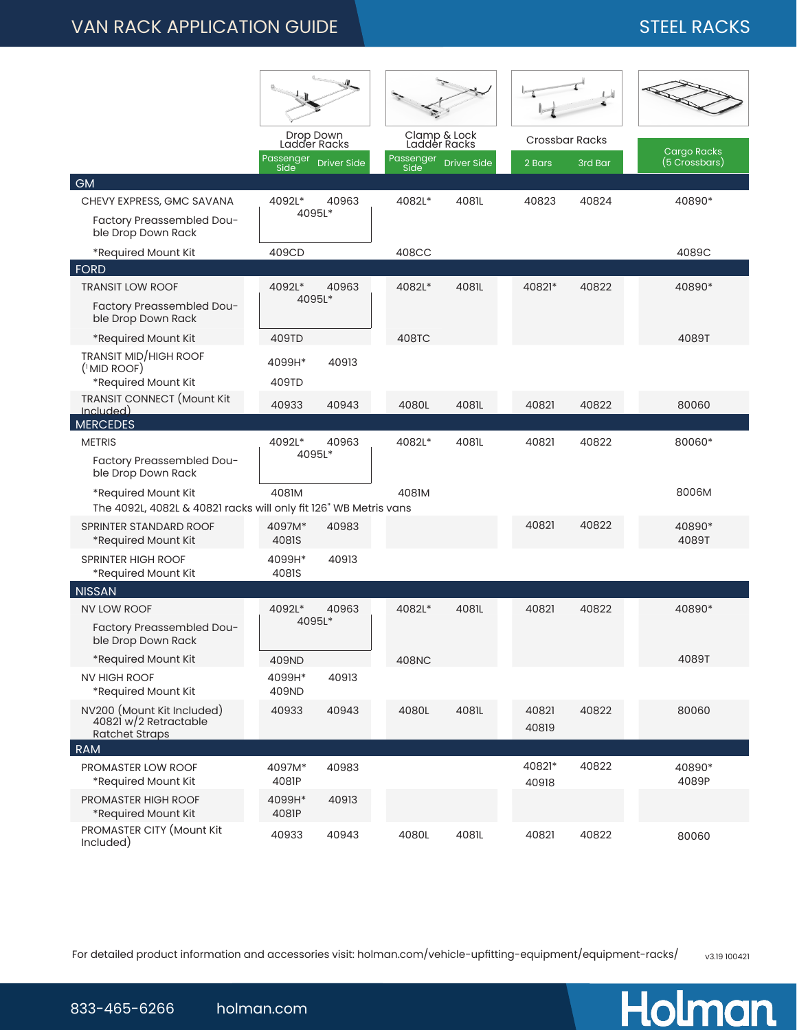# VAN RACK APPLICATION GUIDE

## STEEL RACKS

| | Drop Down Ladder Racks | | Clamp & Lock Ladder Racks | | Crossbar Racks | | Cargo Racks |
|---|---|---|---|---|---|---|---|
| | Passenger Side | Driver Side | Passenger Side | Driver Side | 2 Bars | 3rd Bar | (5 Crossbars) |
| **GM** | | | | | | | |
| CHEVY EXPRESS, GMC SAVANA | 4092L* | 40963 | 4082L* | 4081L | 40823 | 40824 | 40890* |
| Factory Preassembled Double Drop Down Rack | 4095L* | | | | | | |
| *Required Mount Kit | 409CD | | 408CC | | | | 4089C |
| **FORD** | | | | | | | |
| TRANSIT LOW ROOF | 4092L* | 40963 | 4082L* | 4081L | 40821* | 40822 | 40890* |
| Factory Preassembled Double Drop Down Rack | 4095L* | | | | | | |
| *Required Mount Kit | 409TD | | 408TC | | | | 4089T |
| TRANSIT MID/HIGH ROOF ('MID ROOF) | 4099H* | 40913 | | | | | |
| *Required Mount Kit | 409TD | | | | | | |
| TRANSIT CONNECT (Mount Kit Included) | 40933 | 40943 | 4080L | 4081L | 40821 | 40822 | 80060 |
| **MERCEDES** | | | | | | | |
| METRIS | 4092L* | 40963 | 4082L* | 4081L | 40821 | 40822 | 80060* |
| Factory Preassembled Double Drop Down Rack | 4095L* | | | | | | |
| *Required Mount Kit | 4081M | | 4081M | | | | 8006M |
| The 4092L, 4082L & 40821 racks will only fit 126" WB Metris vans | | | | | | | |
| SPRINTER STANDARD ROOF *Required Mount Kit | 4097M* 4081S | 40983 | | | 40821 | 40822 | 40890* 4089T |
| SPRINTER HIGH ROOF *Required Mount Kit | 4099H* 4081S | 40913 | | | | | |
| **NISSAN** | | | | | | | |
| NV LOW ROOF | 4092L* | 40963 | 4082L* | 4081L | 40821 | 40822 | 40890* |
| Factory Preassembled Double Drop Down Rack | 4095L* | | | | | | |
| *Required Mount Kit | 409ND | | 408NC | | | | 4089T |
| NV HIGH ROOF *Required Mount Kit | 4099H* 409ND | 40913 | | | | | |
| NV200 (Mount Kit Included) 40821 w/2 Retractable Ratchet Straps | 40933 | 40943 | 4080L | 4081L | 40821 40819 | 40822 | 80060 |
| **RAM** | | | | | | | |
| PROMASTER LOW ROOF *Required Mount Kit | 4097M* 4081P | 40983 | | | 40821* 40918 | 40822 | 40890* 4089P |
| PROMASTER HIGH ROOF *Required Mount Kit | 4099H* 4081P | 40913 | | | | | |
| PROMASTER CITY (Mount Kit Included) | 40933 | 40943 | 4080L | 4081L | 40821 | 40822 | 80060 |

For detailed product information and accessories visit: holman.com/vehicle-upfitting-equipment/equipment-racks/

v3.19 100421

833-465-6266 holman.com

Holman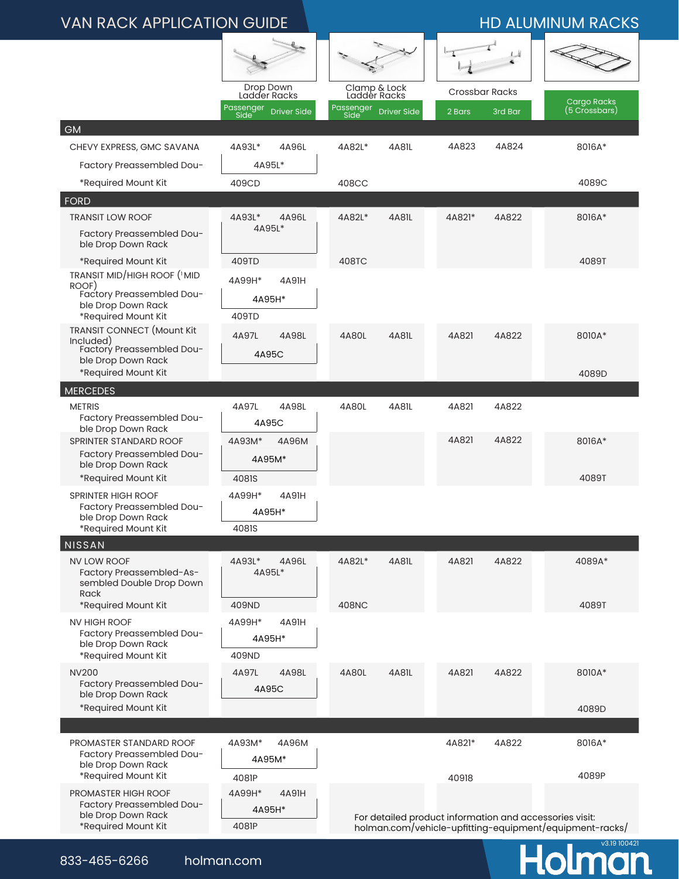# VAN RACK APPLICATION GUIDE

## HD ALUMINUM RACKS

| | Drop Down Ladder Racks | | Clamp & Lock Ladder Racks | | Crossbar Racks | | Cargo Racks |
|---|---|---|---|---|---|---|---|
| | Passenger Side | Driver Side | Passenger Side | Driver Side | 2 Bars | 3rd Bar | (5 Crossbars) |
| **GM** | | | | | | | |
| CHEVY EXPRESS, GMC SAVANA | 4A93L* | 4A96L | 4A82L* | 4A81L | 4A823 | 4A824 | 8016A* |
| Factory Preassembled Dou- | 4A95L* | | | | | | |
| *Required Mount Kit | 409CD | | 408CC | | | | 4089C |
| **FORD** | | | | | | | |
| TRANSIT LOW ROOF | 4A93L* | 4A96L | 4A82L* | 4A81L | 4A821* | 4A822 | 8016A* |
| Factory Preassembled Double Drop Down Rack | 4A95L* | | | | | | |
| *Required Mount Kit | 409TD | | 408TC | | | | 4089T |
| TRANSIT MID/HIGH ROOF ([1]MID ROOF) | 4A99H* | 4A91H | | | | | |
| Factory Preassembled Double Drop Down Rack | 4A95H* | | | | | | |
| *Required Mount Kit | 409TD | | | | | | |
| TRANSIT CONNECT (Mount Kit Included) | 4A97L | 4A98L | 4A80L | 4A81L | 4A821 | 4A822 | 8010A* |
| Factory Preassembled Double Drop Down Rack | 4A95C | | | | | | |
| *Required Mount Kit | | | | | | | 4089D |
| **MERCEDES** | | | | | | | |
| METRIS | 4A97L | 4A98L | 4A80L | 4A81L | 4A821 | 4A822 | |
| Factory Preassembled Double Drop Down Rack | 4A95C | | | | | | |
| SPRINTER STANDARD ROOF | 4A93M* | 4A96M | | | 4A821 | 4A822 | 8016A* |
| Factory Preassembled Double Drop Down Rack | 4A95M* | | | | | | |
| *Required Mount Kit | 4081S | | | | | | 4089T |
| SPRINTER HIGH ROOF | 4A99H* | 4A91H | | | | | |
| Factory Preassembled Double Drop Down Rack | 4A95H* | | | | | | |
| *Required Mount Kit | 4081S | | | | | | |
| **NISSAN** | | | | | | | |
| NV LOW ROOF | 4A93L* | 4A96L | 4A82L* | 4A81L | 4A821 | 4A822 | 4089A* |
| Factory Preassembled-Assembled Double Drop Down Rack | 4A95L* | | | | | | |
| *Required Mount Kit | 409ND | | 408NC | | | | 4089T |
| NV HIGH ROOF | 4A99H* | 4A91H | | | | | |
| Factory Preassembled Double Drop Down Rack | 4A95H* | | | | | | |
| *Required Mount Kit | 409ND | | | | | | |
| NV200 | 4A97L | 4A98L | 4A80L | 4A81L | 4A821 | 4A822 | 8010A* |
| Factory Preassembled Double Drop Down Rack | 4A95C | | | | | | |
| *Required Mount Kit | | | | | | | 4089D |
| | | | | | | | |
| PROMASTER STANDARD ROOF | 4A93M* | 4A96M | | | 4A821* | 4A822 | 8016A* |
| Factory Preassembled Double Drop Down Rack | 4A95M* | | | | | | |
| *Required Mount Kit | 4081P | | | | 40918 | | 4089P |
| PROMASTER HIGH ROOF | 4A99H* | 4A91H | | | | | |
| Factory Preassembled Double Drop Down Rack | 4A95H* | | | | | | |
| *Required Mount Kit | 4081P | | | | | | |

For detailed product information and accessories visit:
holman.com/vehicle-upfitting-equipment/equipment-racks/

833-465-6266 holman.com

Holman

v3.19 100421